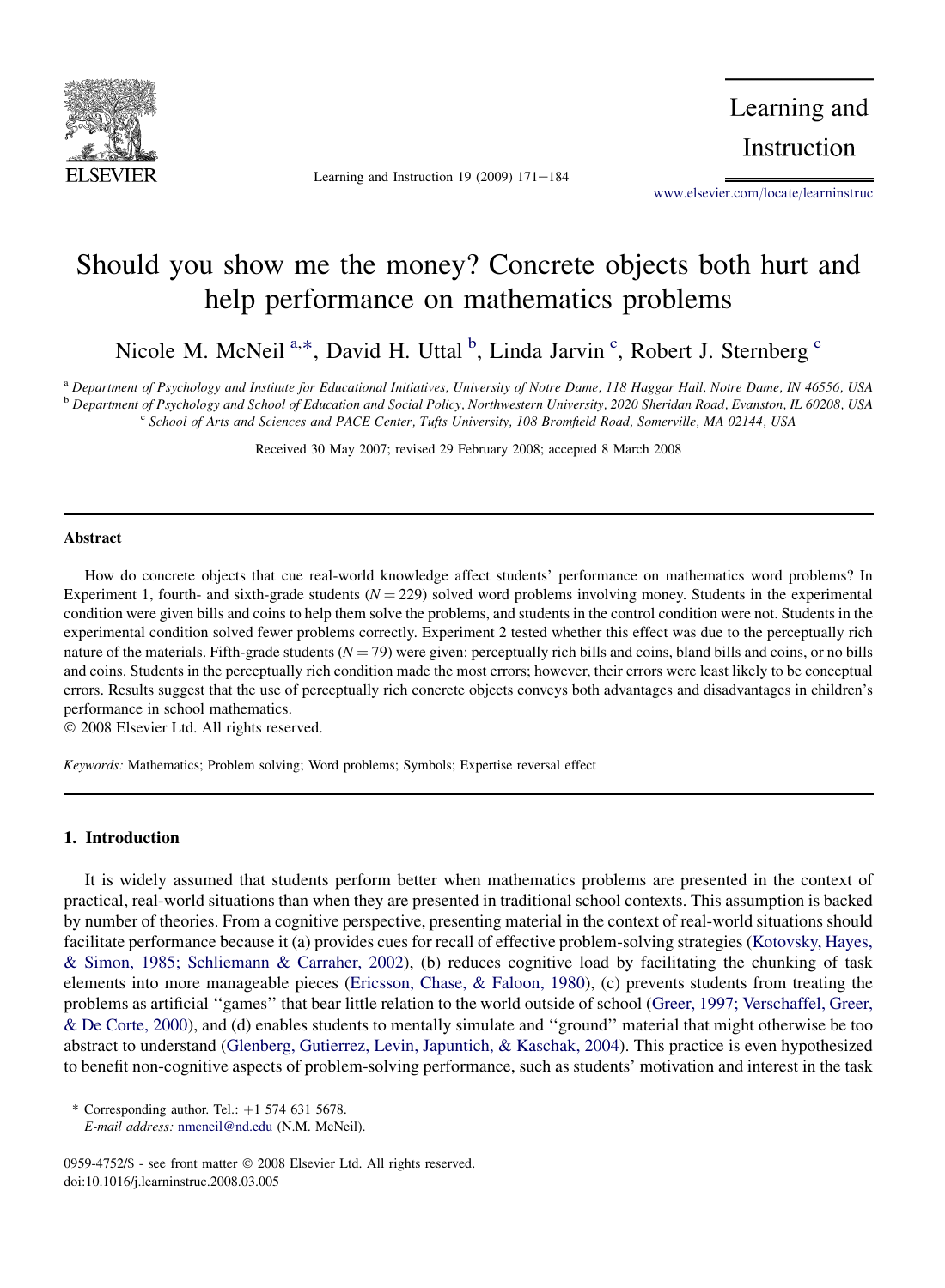# Should you show me the money? Concrete objects both hurt and help performance on mathematics problems

Nicole M. McNeil [a,*], David H. Uttal [b], Linda Jarvin [c], Robert J. Sternberg [c]

[a] Department of Psychology and Institute for Educational Initiatives, University of Notre Dame, 118 Haggar Hall, Notre Dame, IN 46556, USA
[b] Department of Psychology and School of Education and Social Policy, Northwestern University, 2020 Sheridan Road, Evanston, IL 60208, USA
[c] School of Arts and Sciences and PACE Center, Tufts University, 108 Bromfield Road, Somerville, MA 02144, USA

Received 30 May 2007; revised 29 February 2008; accepted 8 March 2008

## Abstract

How do concrete objects that cue real-world knowledge affect students' performance on mathematics word problems? In Experiment 1, fourth- and sixth-grade students ($N = 229$) solved word problems involving money. Students in the experimental condition were given bills and coins to help them solve the problems, and students in the control condition were not. Students in the experimental condition solved fewer problems correctly. Experiment 2 tested whether this effect was due to the perceptually rich nature of the materials. Fifth-grade students ($N = 79$) were given: perceptually rich bills and coins, bland bills and coins, or no bills and coins. Students in the perceptually rich condition made the most errors; however, their errors were least likely to be conceptual errors. Results suggest that the use of perceptually rich concrete objects conveys both advantages and disadvantages in children's performance in school mathematics.

© 2008 Elsevier Ltd. All rights reserved.

*Keywords:* Mathematics; Problem solving; Word problems; Symbols; Expertise reversal effect

## 1. Introduction

It is widely assumed that students perform better when mathematics problems are presented in the context of practical, real-world situations than when they are presented in traditional school contexts. This assumption is backed by number of theories. From a cognitive perspective, presenting material in the context of real-world situations should facilitate performance because it (a) provides cues for recall of effective problem-solving strategies (Kotovsky, Hayes, & Simon, 1985; Schliemann & Carraher, 2002), (b) reduces cognitive load by facilitating the chunking of task elements into more manageable pieces (Ericsson, Chase, & Faloon, 1980), (c) prevents students from treating the problems as artificial "games" that bear little relation to the world outside of school (Greer, 1997; Verschaffel, Greer, & De Corte, 2000), and (d) enables students to mentally simulate and "ground" material that might otherwise be too abstract to understand (Glenberg, Gutierrez, Levin, Japuntich, & Kaschak, 2004). This practice is even hypothesized to benefit non-cognitive aspects of problem-solving performance, such as students' motivation and interest in the task

\* Corresponding author. Tel.: +1 574 631 5678.
*E-mail address:* nmcneil@nd.edu (N.M. McNeil).

0959-4752/$ - see front matter © 2008 Elsevier Ltd. All rights reserved.
doi:10.1016/j.learninstruc.2008.03.005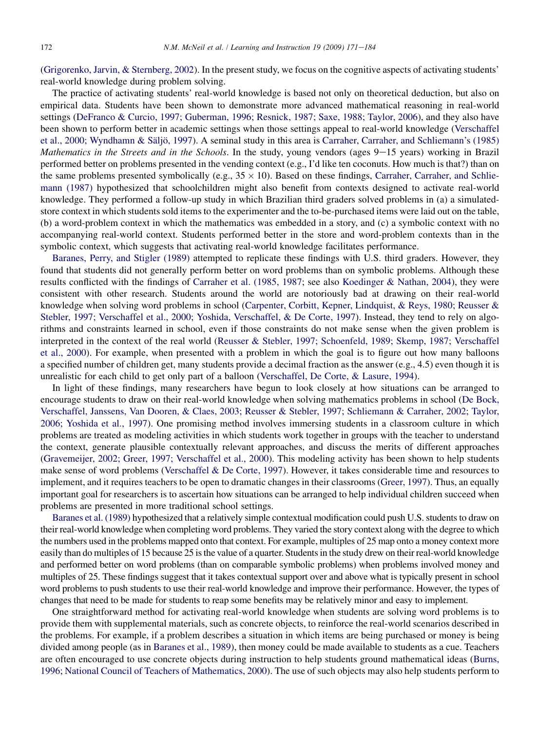(Grigorenko, Jarvin, & Sternberg, 2002). In the present study, we focus on the cognitive aspects of activating students' real-world knowledge during problem solving.

The practice of activating students' real-world knowledge is based not only on theoretical deduction, but also on empirical data. Students have been shown to demonstrate more advanced mathematical reasoning in real-world settings (DeFranco & Curcio, 1997; Guberman, 1996; Resnick, 1987; Saxe, 1988; Taylor, 2006), and they also have been shown to perform better in academic settings when those settings appeal to real-world knowledge (Verschaffel et al., 2000; Wyndhamn & Säljö, 1997). A seminal study in this area is Carraher, Carraher, and Schliemann's (1985) *Mathematics in the Streets and in the Schools*. In the study, young vendors (ages 9–15 years) working in Brazil performed better on problems presented in the vending context (e.g., I'd like ten coconuts. How much is that?) than on the same problems presented symbolically (e.g., $35 \times 10$). Based on these findings, Carraher, Carraher, and Schliemann (1987) hypothesized that schoolchildren might also benefit from contexts designed to activate real-world knowledge. They performed a follow-up study in which Brazilian third graders solved problems in (a) a simulated-store context in which students sold items to the experimenter and the to-be-purchased items were laid out on the table, (b) a word-problem context in which the mathematics was embedded in a story, and (c) a symbolic context with no accompanying real-world context. Students performed better in the store and word-problem contexts than in the symbolic context, which suggests that activating real-world knowledge facilitates performance.

Baranes, Perry, and Stigler (1989) attempted to replicate these findings with U.S. third graders. However, they found that students did not generally perform better on word problems than on symbolic problems. Although these results conflicted with the findings of Carraher et al. (1985, 1987; see also Koedinger & Nathan, 2004), they were consistent with other research. Students around the world are notoriously bad at drawing on their real-world knowledge when solving word problems in school (Carpenter, Corbitt, Kepner, Lindquist, & Reys, 1980; Reusser & Stebler, 1997; Verschaffel et al., 2000; Yoshida, Verschaffel, & De Corte, 1997). Instead, they tend to rely on algorithms and constraints learned in school, even if those constraints do not make sense when the given problem is interpreted in the context of the real world (Reusser & Stebler, 1997; Schoenfeld, 1989; Skemp, 1987; Verschaffel et al., 2000). For example, when presented with a problem in which the goal is to figure out how many balloons a specified number of children get, many students provide a decimal fraction as the answer (e.g., 4.5) even though it is unrealistic for each child to get only part of a balloon (Verschaffel, De Corte, & Lasure, 1994).

In light of these findings, many researchers have begun to look closely at how situations can be arranged to encourage students to draw on their real-world knowledge when solving mathematics problems in school (De Bock, Verschaffel, Janssens, Van Dooren, & Claes, 2003; Reusser & Stebler, 1997; Schliemann & Carraher, 2002; Taylor, 2006; Yoshida et al., 1997). One promising method involves immersing students in a classroom culture in which problems are treated as modeling activities in which students work together in groups with the teacher to understand the context, generate plausible contextually relevant approaches, and discuss the merits of different approaches (Gravemeijer, 2002; Greer, 1997; Verschaffel et al., 2000). This modeling activity has been shown to help students make sense of word problems (Verschaffel & De Corte, 1997). However, it takes considerable time and resources to implement, and it requires teachers to be open to dramatic changes in their classrooms (Greer, 1997). Thus, an equally important goal for researchers is to ascertain how situations can be arranged to help individual children succeed when problems are presented in more traditional school settings.

Baranes et al. (1989) hypothesized that a relatively simple contextual modification could push U.S. students to draw on their real-world knowledge when completing word problems. They varied the story context along with the degree to which the numbers used in the problems mapped onto that context. For example, multiples of 25 map onto a money context more easily than do multiples of 15 because 25 is the value of a quarter. Students in the study drew on their real-world knowledge and performed better on word problems (than on comparable symbolic problems) when problems involved money and multiples of 25. These findings suggest that it takes contextual support over and above what is typically present in school word problems to push students to use their real-world knowledge and improve their performance. However, the types of changes that need to be made for students to reap some benefits may be relatively minor and easy to implement.

One straightforward method for activating real-world knowledge when students are solving word problems is to provide them with supplemental materials, such as concrete objects, to reinforce the real-world scenarios described in the problems. For example, if a problem describes a situation in which items are being purchased or money is being divided among people (as in Baranes et al., 1989), then money could be made available to students as a cue. Teachers are often encouraged to use concrete objects during instruction to help students ground mathematical ideas (Burns, 1996; National Council of Teachers of Mathematics, 2000). The use of such objects may also help students perform to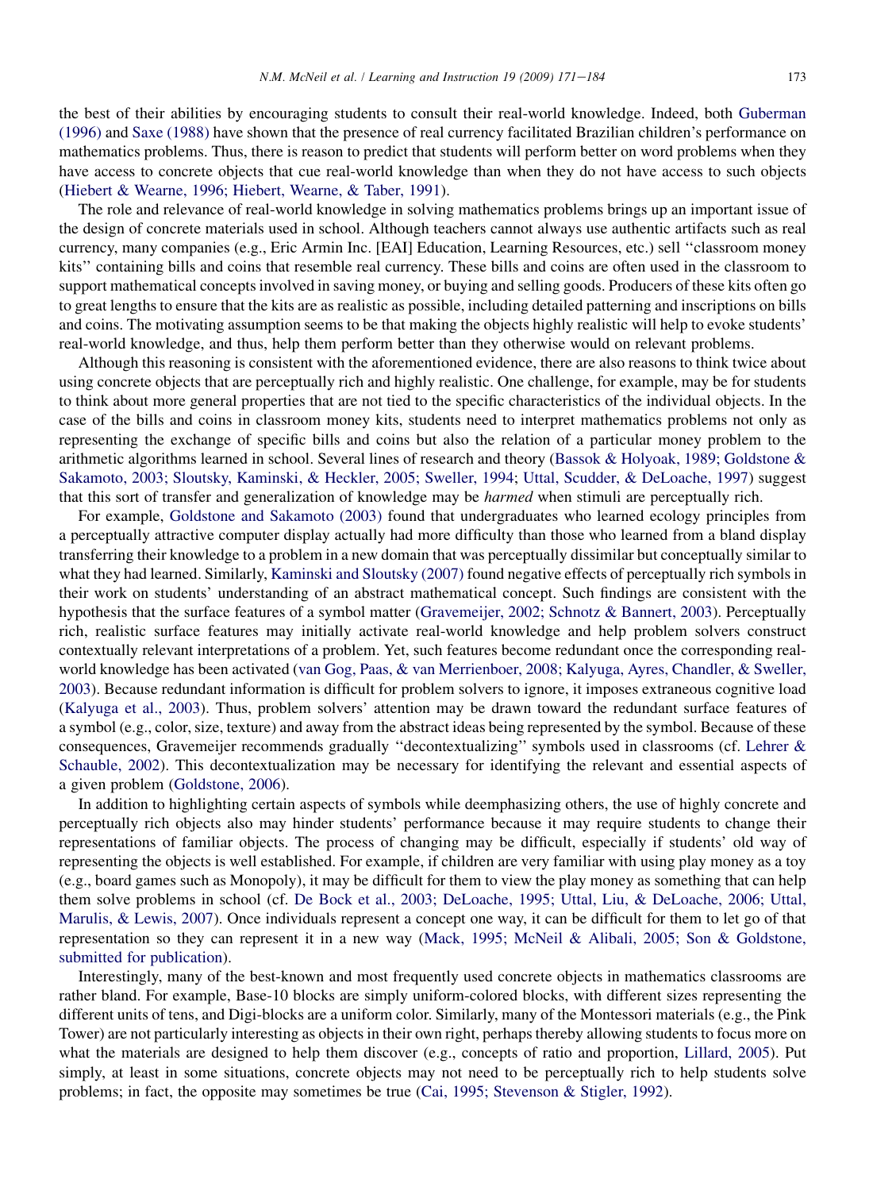the best of their abilities by encouraging students to consult their real-world knowledge. Indeed, both Guberman (1996) and Saxe (1988) have shown that the presence of real currency facilitated Brazilian children's performance on mathematics problems. Thus, there is reason to predict that students will perform better on word problems when they have access to concrete objects that cue real-world knowledge than when they do not have access to such objects (Hiebert & Wearne, 1996; Hiebert, Wearne, & Taber, 1991).

The role and relevance of real-world knowledge in solving mathematics problems brings up an important issue of the design of concrete materials used in school. Although teachers cannot always use authentic artifacts such as real currency, many companies (e.g., Eric Armin Inc. [EAI] Education, Learning Resources, etc.) sell ''classroom money kits'' containing bills and coins that resemble real currency. These bills and coins are often used in the classroom to support mathematical concepts involved in saving money, or buying and selling goods. Producers of these kits often go to great lengths to ensure that the kits are as realistic as possible, including detailed patterning and inscriptions on bills and coins. The motivating assumption seems to be that making the objects highly realistic will help to evoke students' real-world knowledge, and thus, help them perform better than they otherwise would on relevant problems.

Although this reasoning is consistent with the aforementioned evidence, there are also reasons to think twice about using concrete objects that are perceptually rich and highly realistic. One challenge, for example, may be for students to think about more general properties that are not tied to the specific characteristics of the individual objects. In the case of the bills and coins in classroom money kits, students need to interpret mathematics problems not only as representing the exchange of specific bills and coins but also the relation of a particular money problem to the arithmetic algorithms learned in school. Several lines of research and theory (Bassok & Holyoak, 1989; Goldstone & Sakamoto, 2003; Sloutsky, Kaminski, & Heckler, 2005; Sweller, 1994; Uttal, Scudder, & DeLoache, 1997) suggest that this sort of transfer and generalization of knowledge may be *harmed* when stimuli are perceptually rich.

For example, Goldstone and Sakamoto (2003) found that undergraduates who learned ecology principles from a perceptually attractive computer display actually had more difficulty than those who learned from a bland display transferring their knowledge to a problem in a new domain that was perceptually dissimilar but conceptually similar to what they had learned. Similarly, Kaminski and Sloutsky (2007) found negative effects of perceptually rich symbols in their work on students' understanding of an abstract mathematical concept. Such findings are consistent with the hypothesis that the surface features of a symbol matter (Gravemeijer, 2002; Schnotz & Bannert, 2003). Perceptually rich, realistic surface features may initially activate real-world knowledge and help problem solvers construct contextually relevant interpretations of a problem. Yet, such features become redundant once the corresponding real-world knowledge has been activated (van Gog, Paas, & van Merrienboer, 2008; Kalyuga, Ayres, Chandler, & Sweller, 2003). Because redundant information is difficult for problem solvers to ignore, it imposes extraneous cognitive load (Kalyuga et al., 2003). Thus, problem solvers' attention may be drawn toward the redundant surface features of a symbol (e.g., color, size, texture) and away from the abstract ideas being represented by the symbol. Because of these consequences, Gravemeijer recommends gradually ''decontextualizing'' symbols used in classrooms (cf. Lehrer & Schauble, 2002). This decontextualization may be necessary for identifying the relevant and essential aspects of a given problem (Goldstone, 2006).

In addition to highlighting certain aspects of symbols while deemphasizing others, the use of highly concrete and perceptually rich objects also may hinder students' performance because it may require students to change their representations of familiar objects. The process of changing may be difficult, especially if students' old way of representing the objects is well established. For example, if children are very familiar with using play money as a toy (e.g., board games such as Monopoly), it may be difficult for them to view the play money as something that can help them solve problems in school (cf. De Bock et al., 2003; DeLoache, 1995; Uttal, Liu, & DeLoache, 2006; Uttal, Marulis, & Lewis, 2007). Once individuals represent a concept one way, it can be difficult for them to let go of that representation so they can represent it in a new way (Mack, 1995; McNeil & Alibali, 2005; Son & Goldstone, submitted for publication).

Interestingly, many of the best-known and most frequently used concrete objects in mathematics classrooms are rather bland. For example, Base-10 blocks are simply uniform-colored blocks, with different sizes representing the different units of tens, and Digi-blocks are a uniform color. Similarly, many of the Montessori materials (e.g., the Pink Tower) are not particularly interesting as objects in their own right, perhaps thereby allowing students to focus more on what the materials are designed to help them discover (e.g., concepts of ratio and proportion, Lillard, 2005). Put simply, at least in some situations, concrete objects may not need to be perceptually rich to help students solve problems; in fact, the opposite may sometimes be true (Cai, 1995; Stevenson & Stigler, 1992).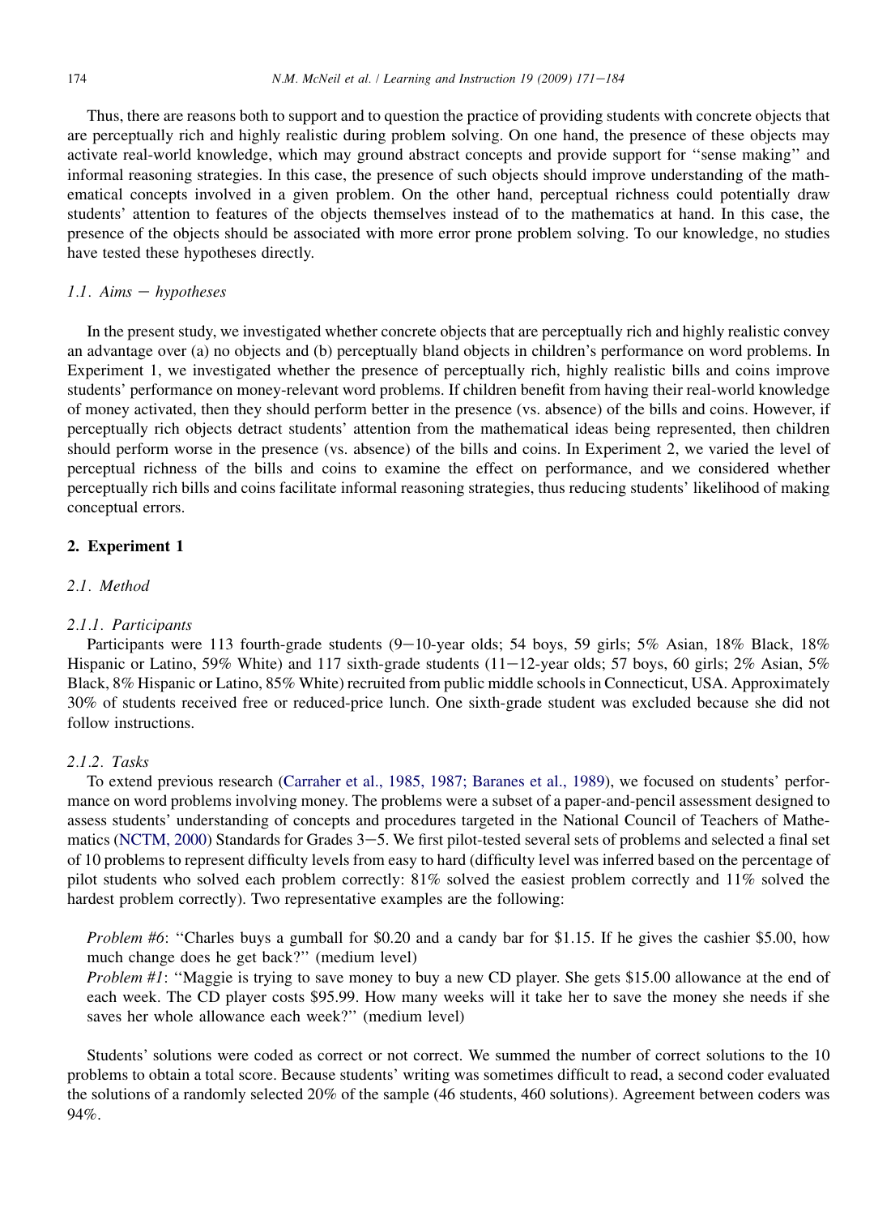Thus, there are reasons both to support and to question the practice of providing students with concrete objects that are perceptually rich and highly realistic during problem solving. On one hand, the presence of these objects may activate real-world knowledge, which may ground abstract concepts and provide support for ''sense making'' and informal reasoning strategies. In this case, the presence of such objects should improve understanding of the mathematical concepts involved in a given problem. On the other hand, perceptual richness could potentially draw students' attention to features of the objects themselves instead of to the mathematics at hand. In this case, the presence of the objects should be associated with more error prone problem solving. To our knowledge, no studies have tested these hypotheses directly.

### *1.1. Aims − hypotheses*

In the present study, we investigated whether concrete objects that are perceptually rich and highly realistic convey an advantage over (a) no objects and (b) perceptually bland objects in children's performance on word problems. In Experiment 1, we investigated whether the presence of perceptually rich, highly realistic bills and coins improve students' performance on money-relevant word problems. If children benefit from having their real-world knowledge of money activated, then they should perform better in the presence (vs. absence) of the bills and coins. However, if perceptually rich objects detract students' attention from the mathematical ideas being represented, then children should perform worse in the presence (vs. absence) of the bills and coins. In Experiment 2, we varied the level of perceptual richness of the bills and coins to examine the effect on performance, and we considered whether perceptually rich bills and coins facilitate informal reasoning strategies, thus reducing students' likelihood of making conceptual errors.

## 2. Experiment 1

### *2.1. Method*

#### *2.1.1. Participants*

Participants were 113 fourth-grade students (9−10-year olds; 54 boys, 59 girls; 5% Asian, 18% Black, 18% Hispanic or Latino, 59% White) and 117 sixth-grade students (11−12-year olds; 57 boys, 60 girls; 2% Asian, 5% Black, 8% Hispanic or Latino, 85% White) recruited from public middle schools in Connecticut, USA. Approximately 30% of students received free or reduced-price lunch. One sixth-grade student was excluded because she did not follow instructions.

#### *2.1.2. Tasks*

To extend previous research (Carraher et al., 1985, 1987; Baranes et al., 1989), we focused on students' performance on word problems involving money. The problems were a subset of a paper-and-pencil assessment designed to assess students' understanding of concepts and procedures targeted in the National Council of Teachers of Mathematics (NCTM, 2000) Standards for Grades 3−5. We first pilot-tested several sets of problems and selected a final set of 10 problems to represent difficulty levels from easy to hard (difficulty level was inferred based on the percentage of pilot students who solved each problem correctly: 81% solved the easiest problem correctly and 11% solved the hardest problem correctly). Two representative examples are the following:

> *Problem #6*: ''Charles buys a gumball for $0.20 and a candy bar for $1.15. If he gives the cashier $5.00, how much change does he get back?'' (medium level)
>
> *Problem #1*: ''Maggie is trying to save money to buy a new CD player. She gets $15.00 allowance at the end of each week. The CD player costs $95.99. How many weeks will it take her to save the money she needs if she saves her whole allowance each week?'' (medium level)

Students' solutions were coded as correct or not correct. We summed the number of correct solutions to the 10 problems to obtain a total score. Because students' writing was sometimes difficult to read, a second coder evaluated the solutions of a randomly selected 20% of the sample (46 students, 460 solutions). Agreement between coders was 94%.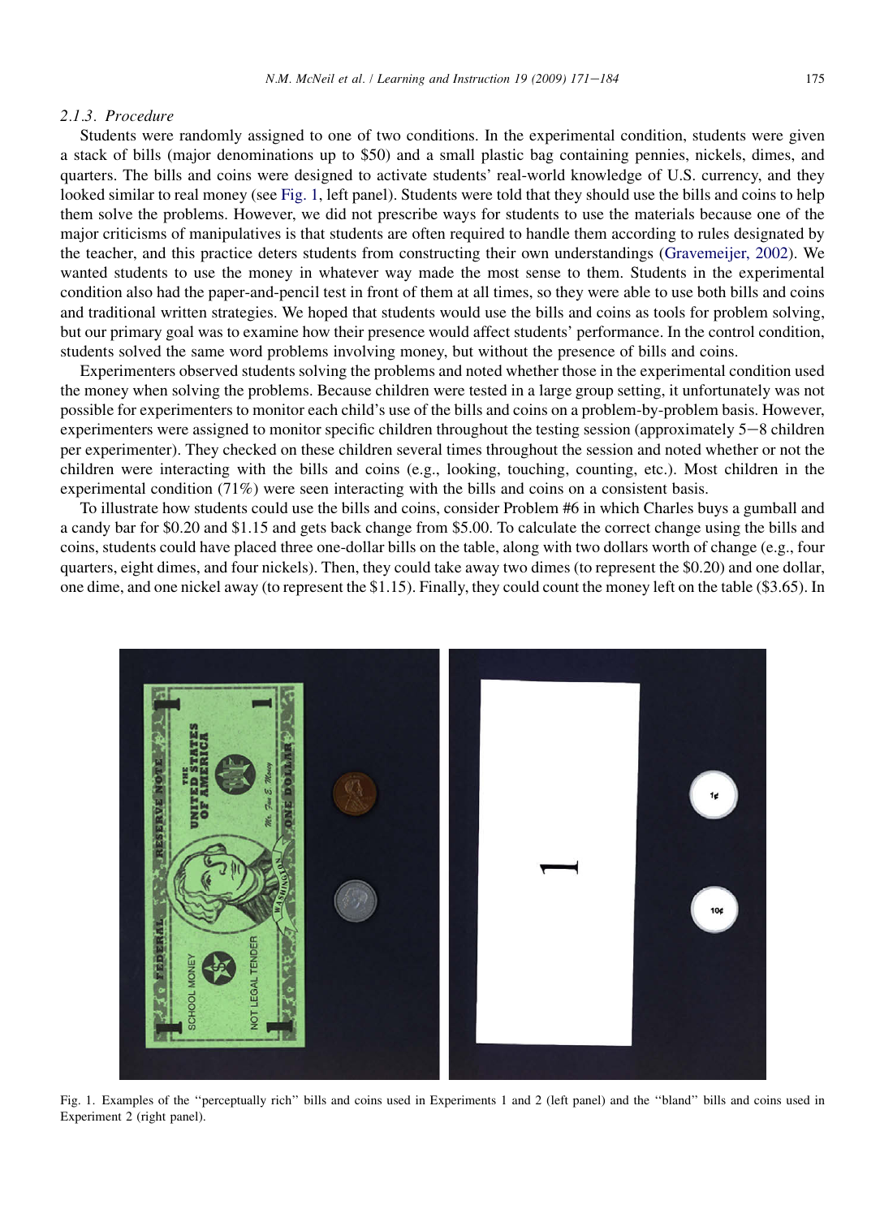### 2.1.3. Procedure

Students were randomly assigned to one of two conditions. In the experimental condition, students were given a stack of bills (major denominations up to $50) and a small plastic bag containing pennies, nickels, dimes, and quarters. The bills and coins were designed to activate students' real-world knowledge of U.S. currency, and they looked similar to real money (see Fig. 1, left panel). Students were told that they should use the bills and coins to help them solve the problems. However, we did not prescribe ways for students to use the materials because one of the major criticisms of manipulatives is that students are often required to handle them according to rules designated by the teacher, and this practice deters students from constructing their own understandings (Gravemeijer, 2002). We wanted students to use the money in whatever way made the most sense to them. Students in the experimental condition also had the paper-and-pencil test in front of them at all times, so they were able to use both bills and coins and traditional written strategies. We hoped that students would use the bills and coins as tools for problem solving, but our primary goal was to examine how their presence would affect students' performance. In the control condition, students solved the same word problems involving money, but without the presence of bills and coins.

Experimenters observed students solving the problems and noted whether those in the experimental condition used the money when solving the problems. Because children were tested in a large group setting, it unfortunately was not possible for experimenters to monitor each child's use of the bills and coins on a problem-by-problem basis. However, experimenters were assigned to monitor specific children throughout the testing session (approximately 5–8 children per experimenter). They checked on these children several times throughout the session and noted whether or not the children were interacting with the bills and coins (e.g., looking, touching, counting, etc.). Most children in the experimental condition (71%) were seen interacting with the bills and coins on a consistent basis.

To illustrate how students could use the bills and coins, consider Problem #6 in which Charles buys a gumball and a candy bar for $0.20 and $1.15 and gets back change from $5.00. To calculate the correct change using the bills and coins, students could have placed three one-dollar bills on the table, along with two dollars worth of change (e.g., four quarters, eight dimes, and four nickels). Then, they could take away two dimes (to represent the $0.20) and one dollar, one dime, and one nickel away (to represent the $1.15). Finally, they could count the money left on the table ($3.65). In

Fig. 1. Examples of the "perceptually rich" bills and coins used in Experiments 1 and 2 (left panel) and the "bland" bills and coins used in Experiment 2 (right panel).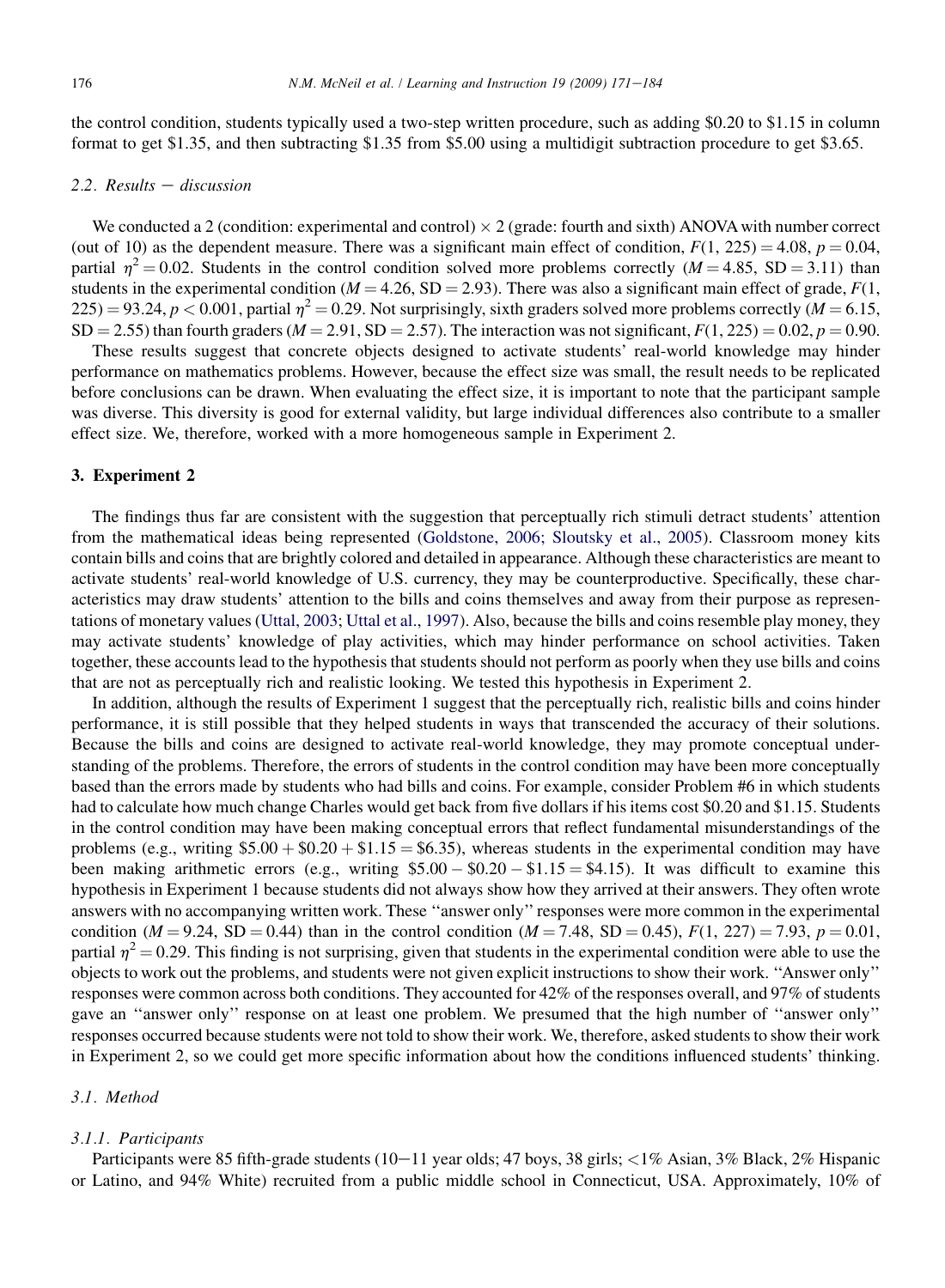the control condition, students typically used a two-step written procedure, such as adding $0.20 to $1.15 in column format to get $1.35, and then subtracting $1.35 from $5.00 using a multidigit subtraction procedure to get $3.65.

### 2.2. Results – discussion

We conducted a 2 (condition: experimental and control) × 2 (grade: fourth and sixth) ANOVA with number correct (out of 10) as the dependent measure. There was a significant main effect of condition, $F(1, 225) = 4.08$, $p = 0.04$, partial $\eta^2 = 0.02$. Students in the control condition solved more problems correctly ($M = 4.85$, $SD = 3.11$) than students in the experimental condition ($M = 4.26$, $SD = 2.93$). There was also a significant main effect of grade, $F(1, 225) = 93.24$, $p < 0.001$, partial $\eta^2 = 0.29$. Not surprisingly, sixth graders solved more problems correctly ($M = 6.15$, $SD = 2.55$) than fourth graders ($M = 2.91$, $SD = 2.57$). The interaction was not significant, $F(1, 225) = 0.02$, $p = 0.90$.

These results suggest that concrete objects designed to activate students' real-world knowledge may hinder performance on mathematics problems. However, because the effect size was small, the result needs to be replicated before conclusions can be drawn. When evaluating the effect size, it is important to note that the participant sample was diverse. This diversity is good for external validity, but large individual differences also contribute to a smaller effect size. We, therefore, worked with a more homogeneous sample in Experiment 2.

## 3. Experiment 2

The findings thus far are consistent with the suggestion that perceptually rich stimuli detract students' attention from the mathematical ideas being represented (Goldstone, 2006; Sloutsky et al., 2005). Classroom money kits contain bills and coins that are brightly colored and detailed in appearance. Although these characteristics are meant to activate students' real-world knowledge of U.S. currency, they may be counterproductive. Specifically, these characteristics may draw students' attention to the bills and coins themselves and away from their purpose as representations of monetary values (Uttal, 2003; Uttal et al., 1997). Also, because the bills and coins resemble play money, they may activate students' knowledge of play activities, which may hinder performance on school activities. Taken together, these accounts lead to the hypothesis that students should not perform as poorly when they use bills and coins that are not as perceptually rich and realistic looking. We tested this hypothesis in Experiment 2.

In addition, although the results of Experiment 1 suggest that the perceptually rich, realistic bills and coins hinder performance, it is still possible that they helped students in ways that transcended the accuracy of their solutions. Because the bills and coins are designed to activate real-world knowledge, they may promote conceptual understanding of the problems. Therefore, the errors of students in the control condition may have been more conceptually based than the errors made by students who had bills and coins. For example, consider Problem #6 in which students had to calculate how much change Charles would get back from five dollars if his items cost $0.20 and $1.15. Students in the control condition may have been making conceptual errors that reflect fundamental misunderstandings of the problems (e.g., writing $5.00 + $0.20 + $1.15 = $6.35), whereas students in the experimental condition may have been making arithmetic errors (e.g., writing $5.00 − $0.20 − $1.15 = $4.15). It was difficult to examine this hypothesis in Experiment 1 because students did not always show how they arrived at their answers. They often wrote answers with no accompanying written work. These "answer only" responses were more common in the experimental condition ($M = 9.24$, $SD = 0.44$) than in the control condition ($M = 7.48$, $SD = 0.45$), $F(1, 227) = 7.93$, $p = 0.01$, partial $\eta^2 = 0.29$. This finding is not surprising, given that students in the experimental condition were able to use the objects to work out the problems, and students were not given explicit instructions to show their work. "Answer only" responses were common across both conditions. They accounted for 42% of the responses overall, and 97% of students gave an "answer only" response on at least one problem. We presumed that the high number of "answer only" responses occurred because students were not told to show their work. We, therefore, asked students to show their work in Experiment 2, so we could get more specific information about how the conditions influenced students' thinking.

### 3.1. Method

#### 3.1.1. Participants

Participants were 85 fifth-grade students (10–11 year olds; 47 boys, 38 girls; <1% Asian, 3% Black, 2% Hispanic or Latino, and 94% White) recruited from a public middle school in Connecticut, USA. Approximately, 10% of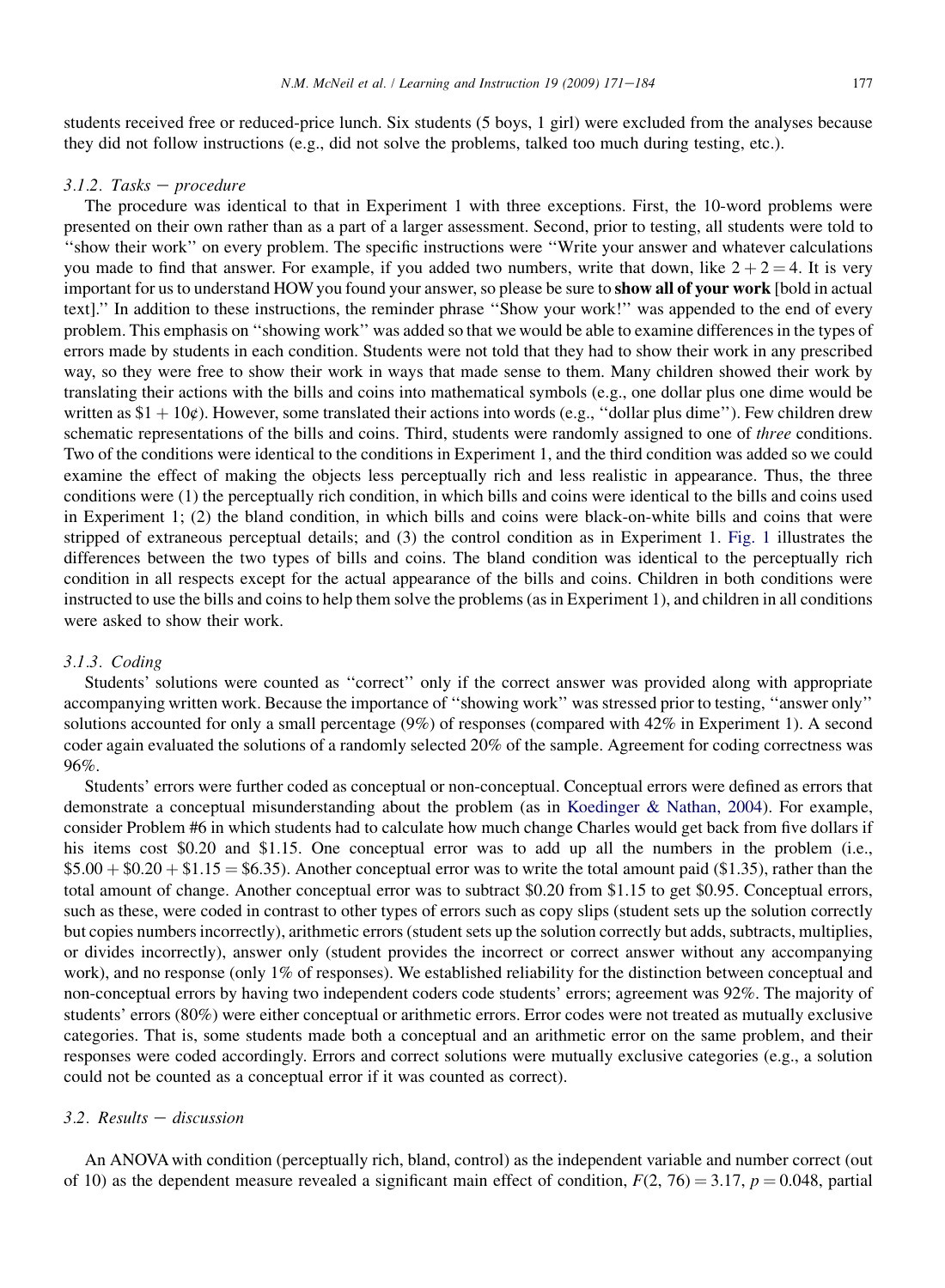students received free or reduced-price lunch. Six students (5 boys, 1 girl) were excluded from the analyses because they did not follow instructions (e.g., did not solve the problems, talked too much during testing, etc.).

### 3.1.2. Tasks − procedure

The procedure was identical to that in Experiment 1 with three exceptions. First, the 10-word problems were presented on their own rather than as a part of a larger assessment. Second, prior to testing, all students were told to ''show their work'' on every problem. The specific instructions were ''Write your answer and whatever calculations you made to find that answer. For example, if you added two numbers, write that down, like $2 + 2 = 4$. It is very important for us to understand HOW you found your answer, so please be sure to **show all of your work** [bold in actual text].'' In addition to these instructions, the reminder phrase ''Show your work!'' was appended to the end of every problem. This emphasis on ''showing work'' was added so that we would be able to examine differences in the types of errors made by students in each condition. Students were not told that they had to show their work in any prescribed way, so they were free to show their work in ways that made sense to them. Many children showed their work by translating their actions with the bills and coins into mathematical symbols (e.g., one dollar plus one dime would be written as $1 + 10¢). However, some translated their actions into words (e.g., ''dollar plus dime''). Few children drew schematic representations of the bills and coins. Third, students were randomly assigned to one of *three* conditions. Two of the conditions were identical to the conditions in Experiment 1, and the third condition was added so we could examine the effect of making the objects less perceptually rich and less realistic in appearance. Thus, the three conditions were (1) the perceptually rich condition, in which bills and coins were identical to the bills and coins used in Experiment 1; (2) the bland condition, in which bills and coins were black-on-white bills and coins that were stripped of extraneous perceptual details; and (3) the control condition as in Experiment 1. Fig. 1 illustrates the differences between the two types of bills and coins. The bland condition was identical to the perceptually rich condition in all respects except for the actual appearance of the bills and coins. Children in both conditions were instructed to use the bills and coins to help them solve the problems (as in Experiment 1), and children in all conditions were asked to show their work.

### 3.1.3. Coding

Students' solutions were counted as ''correct'' only if the correct answer was provided along with appropriate accompanying written work. Because the importance of ''showing work'' was stressed prior to testing, ''answer only'' solutions accounted for only a small percentage (9%) of responses (compared with 42% in Experiment 1). A second coder again evaluated the solutions of a randomly selected 20% of the sample. Agreement for coding correctness was 96%.

Students' errors were further coded as conceptual or non-conceptual. Conceptual errors were defined as errors that demonstrate a conceptual misunderstanding about the problem (as in Koedinger & Nathan, 2004). For example, consider Problem #6 in which students had to calculate how much change Charles would get back from five dollars if his items cost $0.20 and $1.15. One conceptual error was to add up all the numbers in the problem (i.e., $5.00 + $0.20 + $1.15 = $6.35). Another conceptual error was to write the total amount paid ($1.35), rather than the total amount of change. Another conceptual error was to subtract $0.20 from $1.15 to get $0.95. Conceptual errors, such as these, were coded in contrast to other types of errors such as copy slips (student sets up the solution correctly but copies numbers incorrectly), arithmetic errors (student sets up the solution correctly but adds, subtracts, multiplies, or divides incorrectly), answer only (student provides the incorrect or correct answer without any accompanying work), and no response (only 1% of responses). We established reliability for the distinction between conceptual and non-conceptual errors by having two independent coders code students' errors; agreement was 92%. The majority of students' errors (80%) were either conceptual or arithmetic errors. Error codes were not treated as mutually exclusive categories. That is, some students made both a conceptual and an arithmetic error on the same problem, and their responses were coded accordingly. Errors and correct solutions were mutually exclusive categories (e.g., a solution could not be counted as a conceptual error if it was counted as correct).

## 3.2. Results − discussion

An ANOVA with condition (perceptually rich, bland, control) as the independent variable and number correct (out of 10) as the dependent measure revealed a significant main effect of condition, $F(2, 76) = 3.17$, $p = 0.048$, partial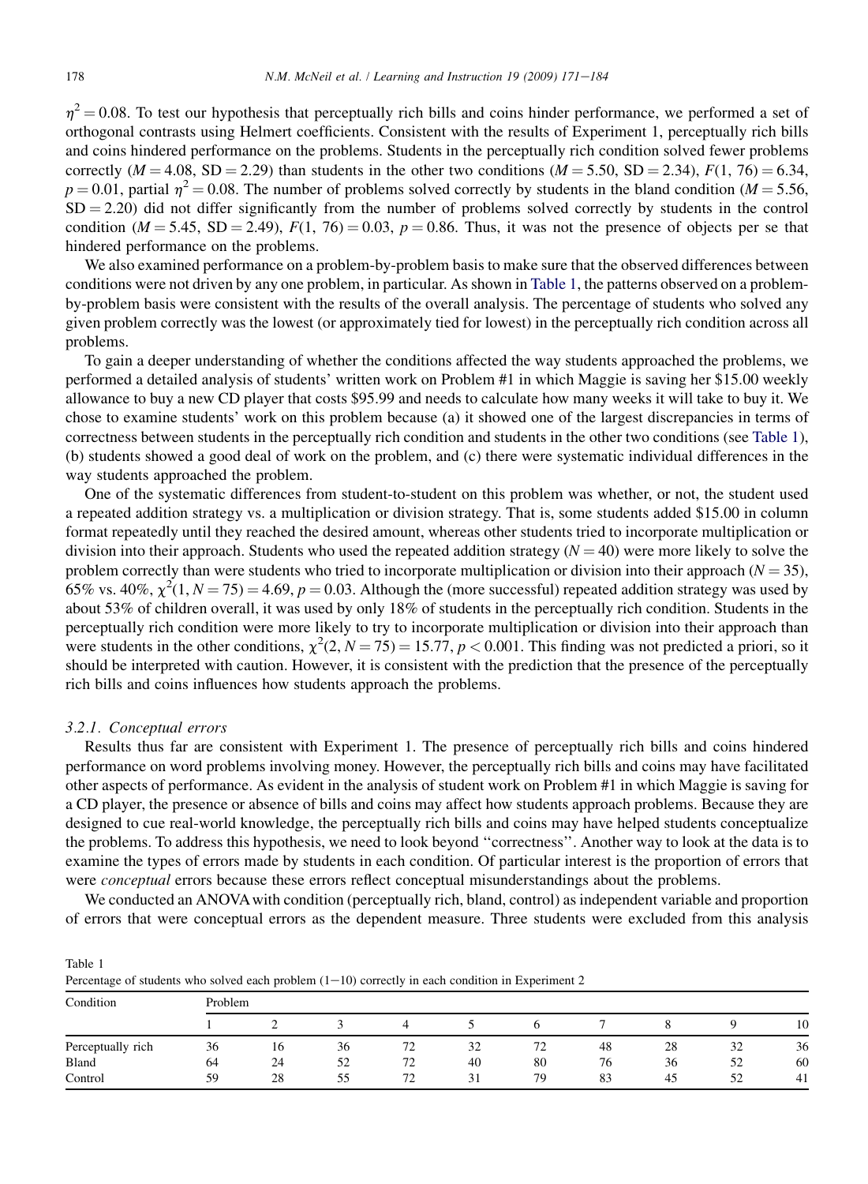$\eta^2 = 0.08$. To test our hypothesis that perceptually rich bills and coins hinder performance, we performed a set of orthogonal contrasts using Helmert coefficients. Consistent with the results of Experiment 1, perceptually rich bills and coins hindered performance on the problems. Students in the perceptually rich condition solved fewer problems correctly ($M = 4.08$, $SD = 2.29$) than students in the other two conditions ($M = 5.50$, $SD = 2.34$), $F(1, 76) = 6.34$, $p = 0.01$, partial $\eta^2 = 0.08$. The number of problems solved correctly by students in the bland condition ($M = 5.56$, $SD = 2.20$) did not differ significantly from the number of problems solved correctly by students in the control condition ($M = 5.45$, $SD = 2.49$), $F(1, 76) = 0.03$, $p = 0.86$. Thus, it was not the presence of objects per se that hindered performance on the problems.

We also examined performance on a problem-by-problem basis to make sure that the observed differences between conditions were not driven by any one problem, in particular. As shown in Table 1, the patterns observed on a problem-by-problem basis were consistent with the results of the overall analysis. The percentage of students who solved any given problem correctly was the lowest (or approximately tied for lowest) in the perceptually rich condition across all problems.

To gain a deeper understanding of whether the conditions affected the way students approached the problems, we performed a detailed analysis of students' written work on Problem #1 in which Maggie is saving her $15.00 weekly allowance to buy a new CD player that costs $95.99 and needs to calculate how many weeks it will take to buy it. We chose to examine students' work on this problem because (a) it showed one of the largest discrepancies in terms of correctness between students in the perceptually rich condition and students in the other two conditions (see Table 1), (b) students showed a good deal of work on the problem, and (c) there were systematic individual differences in the way students approached the problem.

One of the systematic differences from student-to-student on this problem was whether, or not, the student used a repeated addition strategy vs. a multiplication or division strategy. That is, some students added $15.00 in column format repeatedly until they reached the desired amount, whereas other students tried to incorporate multiplication or division into their approach. Students who used the repeated addition strategy ($N = 40$) were more likely to solve the problem correctly than were students who tried to incorporate multiplication or division into their approach ($N = 35$), 65% vs. 40%, $\chi^2(1, N = 75) = 4.69$, $p = 0.03$. Although the (more successful) repeated addition strategy was used by about 53% of children overall, it was used by only 18% of students in the perceptually rich condition. Students in the perceptually rich condition were more likely to try to incorporate multiplication or division into their approach than were students in the other conditions, $\chi^2(2, N = 75) = 15.77$, $p < 0.001$. This finding was not predicted a priori, so it should be interpreted with caution. However, it is consistent with the prediction that the presence of the perceptually rich bills and coins influences how students approach the problems.

### 3.2.1. Conceptual errors

Results thus far are consistent with Experiment 1. The presence of perceptually rich bills and coins hindered performance on word problems involving money. However, the perceptually rich bills and coins may have facilitated other aspects of performance. As evident in the analysis of student work on Problem #1 in which Maggie is saving for a CD player, the presence or absence of bills and coins may affect how students approach problems. Because they are designed to cue real-world knowledge, the perceptually rich bills and coins may have helped students conceptualize the problems. To address this hypothesis, we need to look beyond "correctness". Another way to look at the data is to examine the types of errors made by students in each condition. Of particular interest is the proportion of errors that were *conceptual* errors because these errors reflect conceptual misunderstandings about the problems.

We conducted an ANOVA with condition (perceptually rich, bland, control) as independent variable and proportion of errors that were conceptual errors as the dependent measure. Three students were excluded from this analysis

Table 1
Percentage of students who solved each problem (1–10) correctly in each condition in Experiment 2

| Condition | Problem | | | | | | | | | |
|---|---|---|---|---|---|---|---|---|---|---|
| | 1 | 2 | 3 | 4 | 5 | 6 | 7 | 8 | 9 | 10 |
| Perceptually rich | 36 | 16 | 36 | 72 | 32 | 72 | 48 | 28 | 32 | 36 |
| Bland | 64 | 24 | 52 | 72 | 40 | 80 | 76 | 36 | 52 | 60 |
| Control | 59 | 28 | 55 | 72 | 31 | 79 | 83 | 45 | 52 | 41 |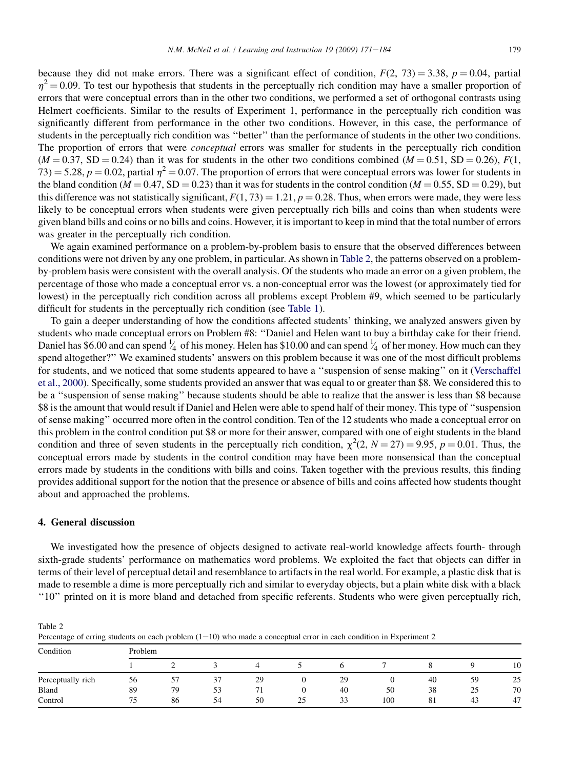because they did not make errors. There was a significant effect of condition, $F(2, 73) = 3.38$, $p = 0.04$, partial $\eta^2 = 0.09$. To test our hypothesis that students in the perceptually rich condition may have a smaller proportion of errors that were conceptual errors than in the other two conditions, we performed a set of orthogonal contrasts using Helmert coefficients. Similar to the results of Experiment 1, performance in the perceptually rich condition was significantly different from performance in the other two conditions. However, in this case, the performance of students in the perceptually rich condition was ''better'' than the performance of students in the other two conditions. The proportion of errors that were *conceptual* errors was smaller for students in the perceptually rich condition ($M = 0.37$, $SD = 0.24$) than it was for students in the other two conditions combined ($M = 0.51$, $SD = 0.26$), $F(1, 73) = 5.28$, $p = 0.02$, partial $\eta^2 = 0.07$. The proportion of errors that were conceptual errors was lower for students in the bland condition ($M = 0.47$, $SD = 0.23$) than it was for students in the control condition ($M = 0.55$, $SD = 0.29$), but this difference was not statistically significant, $F(1, 73) = 1.21$, $p = 0.28$. Thus, when errors were made, they were less likely to be conceptual errors when students were given perceptually rich bills and coins than when students were given bland bills and coins or no bills and coins. However, it is important to keep in mind that the total number of errors was greater in the perceptually rich condition.

We again examined performance on a problem-by-problem basis to ensure that the observed differences between conditions were not driven by any one problem, in particular. As shown in Table 2, the patterns observed on a problem-by-problem basis were consistent with the overall analysis. Of the students who made an error on a given problem, the percentage of those who made a conceptual error vs. a non-conceptual error was the lowest (or approximately tied for lowest) in the perceptually rich condition across all problems except Problem #9, which seemed to be particularly difficult for students in the perceptually rich condition (see Table 1).

To gain a deeper understanding of how the conditions affected students' thinking, we analyzed answers given by students who made conceptual errors on Problem #8: ''Daniel and Helen want to buy a birthday cake for their friend. Daniel has \$6.00 and can spend $\frac{1}{4}$ of his money. Helen has \$10.00 and can spend $\frac{1}{4}$ of her money. How much can they spend altogether?'' We examined students' answers on this problem because it was one of the most difficult problems for students, and we noticed that some students appeared to have a ''suspension of sense making'' on it (Verschaffel et al., 2000). Specifically, some students provided an answer that was equal to or greater than \$8. We considered this to be a ''suspension of sense making'' because students should be able to realize that the answer is less than \$8 because \$8 is the amount that would result if Daniel and Helen were able to spend half of their money. This type of ''suspension of sense making'' occurred more often in the control condition. Ten of the 12 students who made a conceptual error on this problem in the control condition put \$8 or more for their answer, compared with one of eight students in the bland condition and three of seven students in the perceptually rich condition, $\chi^2(2, N = 27) = 9.95$, $p = 0.01$. Thus, the conceptual errors made by students in the control condition may have been more nonsensical than the conceptual errors made by students in the conditions with bills and coins. Taken together with the previous results, this finding provides additional support for the notion that the presence or absence of bills and coins affected how students thought about and approached the problems.

## 4. General discussion

We investigated how the presence of objects designed to activate real-world knowledge affects fourth- through sixth-grade students' performance on mathematics word problems. We exploited the fact that objects can differ in terms of their level of perceptual detail and resemblance to artifacts in the real world. For example, a plastic disk that is made to resemble a dime is more perceptually rich and similar to everyday objects, but a plain white disk with a black ''10'' printed on it is more bland and detached from specific referents. Students who were given perceptually rich,

Table 2
Percentage of erring students on each problem (1–10) who made a conceptual error in each condition in Experiment 2

| Condition | Problem | | | | | | | | | |
|---|---|---|---|---|---|---|---|---|---|---|
| | 1 | 2 | 3 | 4 | 5 | 6 | 7 | 8 | 9 | 10 |
| Perceptually rich | 56 | 57 | 37 | 29 | 0 | 29 | 0 | 40 | 59 | 25 |
| Bland | 89 | 79 | 53 | 71 | 0 | 40 | 50 | 38 | 25 | 70 |
| Control | 75 | 86 | 54 | 50 | 25 | 33 | 100 | 81 | 43 | 47 |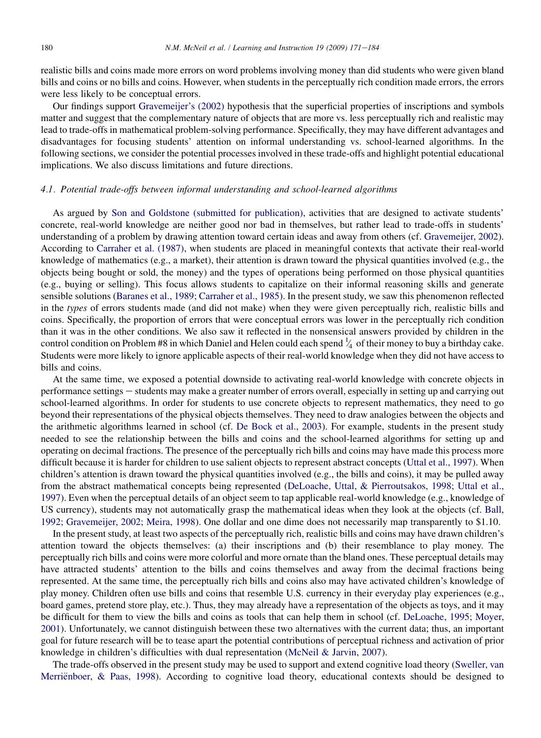realistic bills and coins made more errors on word problems involving money than did students who were given bland bills and coins or no bills and coins. However, when students in the perceptually rich condition made errors, the errors were less likely to be conceptual errors.

Our findings support Gravemeijer's (2002) hypothesis that the superficial properties of inscriptions and symbols matter and suggest that the complementary nature of objects that are more vs. less perceptually rich and realistic may lead to trade-offs in mathematical problem-solving performance. Specifically, they may have different advantages and disadvantages for focusing students' attention on informal understanding vs. school-learned algorithms. In the following sections, we consider the potential processes involved in these trade-offs and highlight potential educational implications. We also discuss limitations and future directions.

### *4.1. Potential trade-offs between informal understanding and school-learned algorithms*

As argued by Son and Goldstone (submitted for publication), activities that are designed to activate students' concrete, real-world knowledge are neither good nor bad in themselves, but rather lead to trade-offs in students' understanding of a problem by drawing attention toward certain ideas and away from others (cf. Gravemeijer, 2002). According to Carraher et al. (1987), when students are placed in meaningful contexts that activate their real-world knowledge of mathematics (e.g., a market), their attention is drawn toward the physical quantities involved (e.g., the objects being bought or sold, the money) and the types of operations being performed on those physical quantities (e.g., buying or selling). This focus allows students to capitalize on their informal reasoning skills and generate sensible solutions (Baranes et al., 1989; Carraher et al., 1985). In the present study, we saw this phenomenon reflected in the *types* of errors students made (and did not make) when they were given perceptually rich, realistic bills and coins. Specifically, the proportion of errors that were conceptual errors was lower in the perceptually rich condition than it was in the other conditions. We also saw it reflected in the nonsensical answers provided by children in the control condition on Problem #8 in which Daniel and Helen could each spend $\frac{1}{4}$ of their money to buy a birthday cake. Students were more likely to ignore applicable aspects of their real-world knowledge when they did not have access to bills and coins.

At the same time, we exposed a potential downside to activating real-world knowledge with concrete objects in performance settings – students may make a greater number of errors overall, especially in setting up and carrying out school-learned algorithms. In order for students to use concrete objects to represent mathematics, they need to go beyond their representations of the physical objects themselves. They need to draw analogies between the objects and the arithmetic algorithms learned in school (cf. De Bock et al., 2003). For example, students in the present study needed to see the relationship between the bills and coins and the school-learned algorithms for setting up and operating on decimal fractions. The presence of the perceptually rich bills and coins may have made this process more difficult because it is harder for children to use salient objects to represent abstract concepts (Uttal et al., 1997). When children's attention is drawn toward the physical quantities involved (e.g., the bills and coins), it may be pulled away from the abstract mathematical concepts being represented (DeLoache, Uttal, & Pierroutsakos, 1998; Uttal et al., 1997). Even when the perceptual details of an object seem to tap applicable real-world knowledge (e.g., knowledge of US currency), students may not automatically grasp the mathematical ideas when they look at the objects (cf. Ball, 1992; Gravemeijer, 2002; Meira, 1998). One dollar and one dime does not necessarily map transparently to $1.10.

In the present study, at least two aspects of the perceptually rich, realistic bills and coins may have drawn children's attention toward the objects themselves: (a) their inscriptions and (b) their resemblance to play money. The perceptually rich bills and coins were more colorful and more ornate than the bland ones. These perceptual details may have attracted students' attention to the bills and coins themselves and away from the decimal fractions being represented. At the same time, the perceptually rich bills and coins also may have activated children's knowledge of play money. Children often use bills and coins that resemble U.S. currency in their everyday play experiences (e.g., board games, pretend store play, etc.). Thus, they may already have a representation of the objects as toys, and it may be difficult for them to view the bills and coins as tools that can help them in school (cf. DeLoache, 1995; Moyer, 2001). Unfortunately, we cannot distinguish between these two alternatives with the current data; thus, an important goal for future research will be to tease apart the potential contributions of perceptual richness and activation of prior knowledge in children's difficulties with dual representation (McNeil & Jarvin, 2007).

The trade-offs observed in the present study may be used to support and extend cognitive load theory (Sweller, van Merriënboer, & Paas, 1998). According to cognitive load theory, educational contexts should be designed to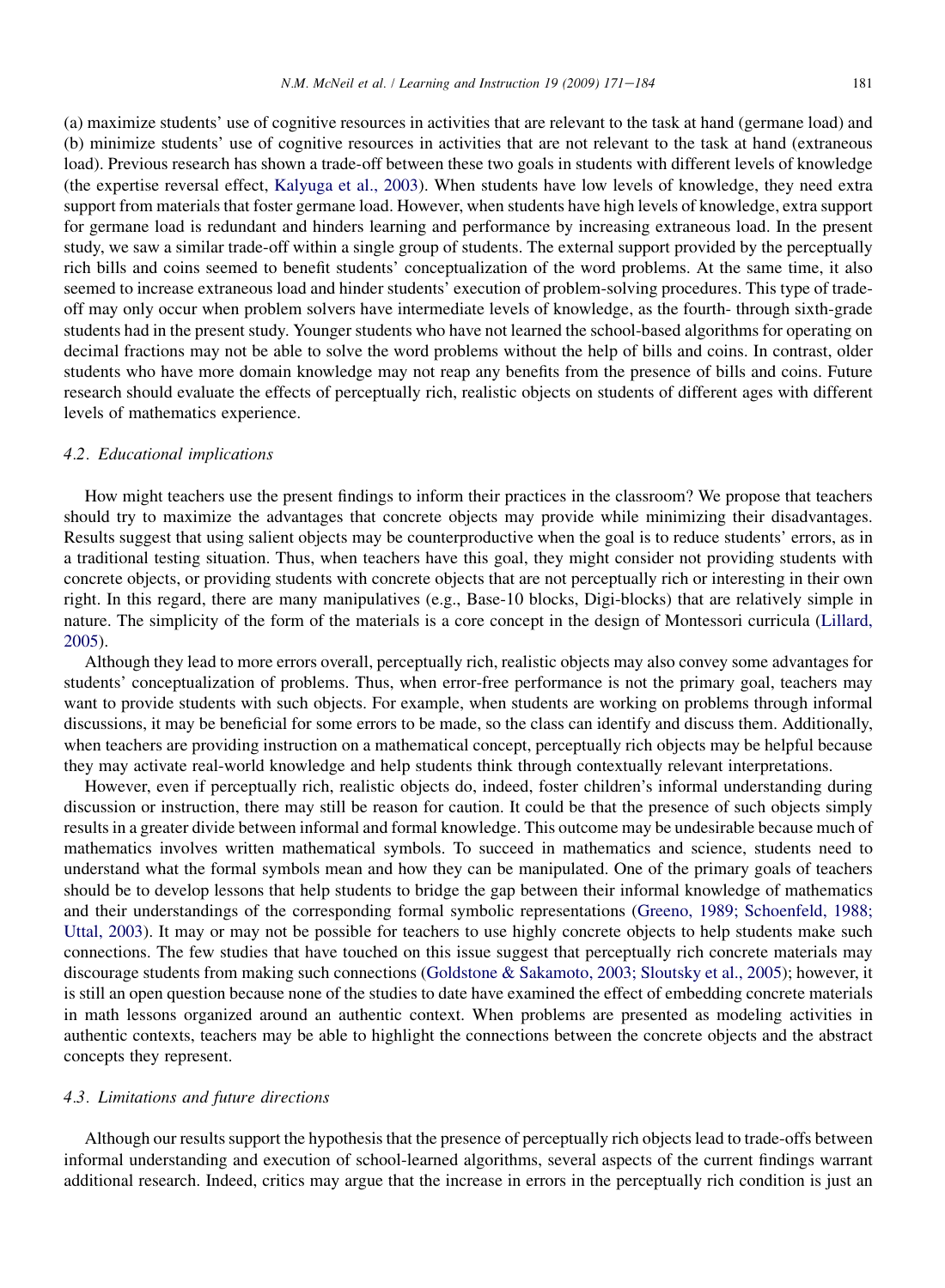(a) maximize students' use of cognitive resources in activities that are relevant to the task at hand (germane load) and (b) minimize students' use of cognitive resources in activities that are not relevant to the task at hand (extraneous load). Previous research has shown a trade-off between these two goals in students with different levels of knowledge (the expertise reversal effect, Kalyuga et al., 2003). When students have low levels of knowledge, they need extra support from materials that foster germane load. However, when students have high levels of knowledge, extra support for germane load is redundant and hinders learning and performance by increasing extraneous load. In the present study, we saw a similar trade-off within a single group of students. The external support provided by the perceptually rich bills and coins seemed to benefit students' conceptualization of the word problems. At the same time, it also seemed to increase extraneous load and hinder students' execution of problem-solving procedures. This type of trade-off may only occur when problem solvers have intermediate levels of knowledge, as the fourth- through sixth-grade students had in the present study. Younger students who have not learned the school-based algorithms for operating on decimal fractions may not be able to solve the word problems without the help of bills and coins. In contrast, older students who have more domain knowledge may not reap any benefits from the presence of bills and coins. Future research should evaluate the effects of perceptually rich, realistic objects on students of different ages with different levels of mathematics experience.

### 4.2. Educational implications

How might teachers use the present findings to inform their practices in the classroom? We propose that teachers should try to maximize the advantages that concrete objects may provide while minimizing their disadvantages. Results suggest that using salient objects may be counterproductive when the goal is to reduce students' errors, as in a traditional testing situation. Thus, when teachers have this goal, they might consider not providing students with concrete objects, or providing students with concrete objects that are not perceptually rich or interesting in their own right. In this regard, there are many manipulatives (e.g., Base-10 blocks, Digi-blocks) that are relatively simple in nature. The simplicity of the form of the materials is a core concept in the design of Montessori curricula (Lillard, 2005).

Although they lead to more errors overall, perceptually rich, realistic objects may also convey some advantages for students' conceptualization of problems. Thus, when error-free performance is not the primary goal, teachers may want to provide students with such objects. For example, when students are working on problems through informal discussions, it may be beneficial for some errors to be made, so the class can identify and discuss them. Additionally, when teachers are providing instruction on a mathematical concept, perceptually rich objects may be helpful because they may activate real-world knowledge and help students think through contextually relevant interpretations.

However, even if perceptually rich, realistic objects do, indeed, foster children's informal understanding during discussion or instruction, there may still be reason for caution. It could be that the presence of such objects simply results in a greater divide between informal and formal knowledge. This outcome may be undesirable because much of mathematics involves written mathematical symbols. To succeed in mathematics and science, students need to understand what the formal symbols mean and how they can be manipulated. One of the primary goals of teachers should be to develop lessons that help students to bridge the gap between their informal knowledge of mathematics and their understandings of the corresponding formal symbolic representations (Greeno, 1989; Schoenfeld, 1988; Uttal, 2003). It may or may not be possible for teachers to use highly concrete objects to help students make such connections. The few studies that have touched on this issue suggest that perceptually rich concrete materials may discourage students from making such connections (Goldstone & Sakamoto, 2003; Sloutsky et al., 2005); however, it is still an open question because none of the studies to date have examined the effect of embedding concrete materials in math lessons organized around an authentic context. When problems are presented as modeling activities in authentic contexts, teachers may be able to highlight the connections between the concrete objects and the abstract concepts they represent.

### 4.3. Limitations and future directions

Although our results support the hypothesis that the presence of perceptually rich objects lead to trade-offs between informal understanding and execution of school-learned algorithms, several aspects of the current findings warrant additional research. Indeed, critics may argue that the increase in errors in the perceptually rich condition is just an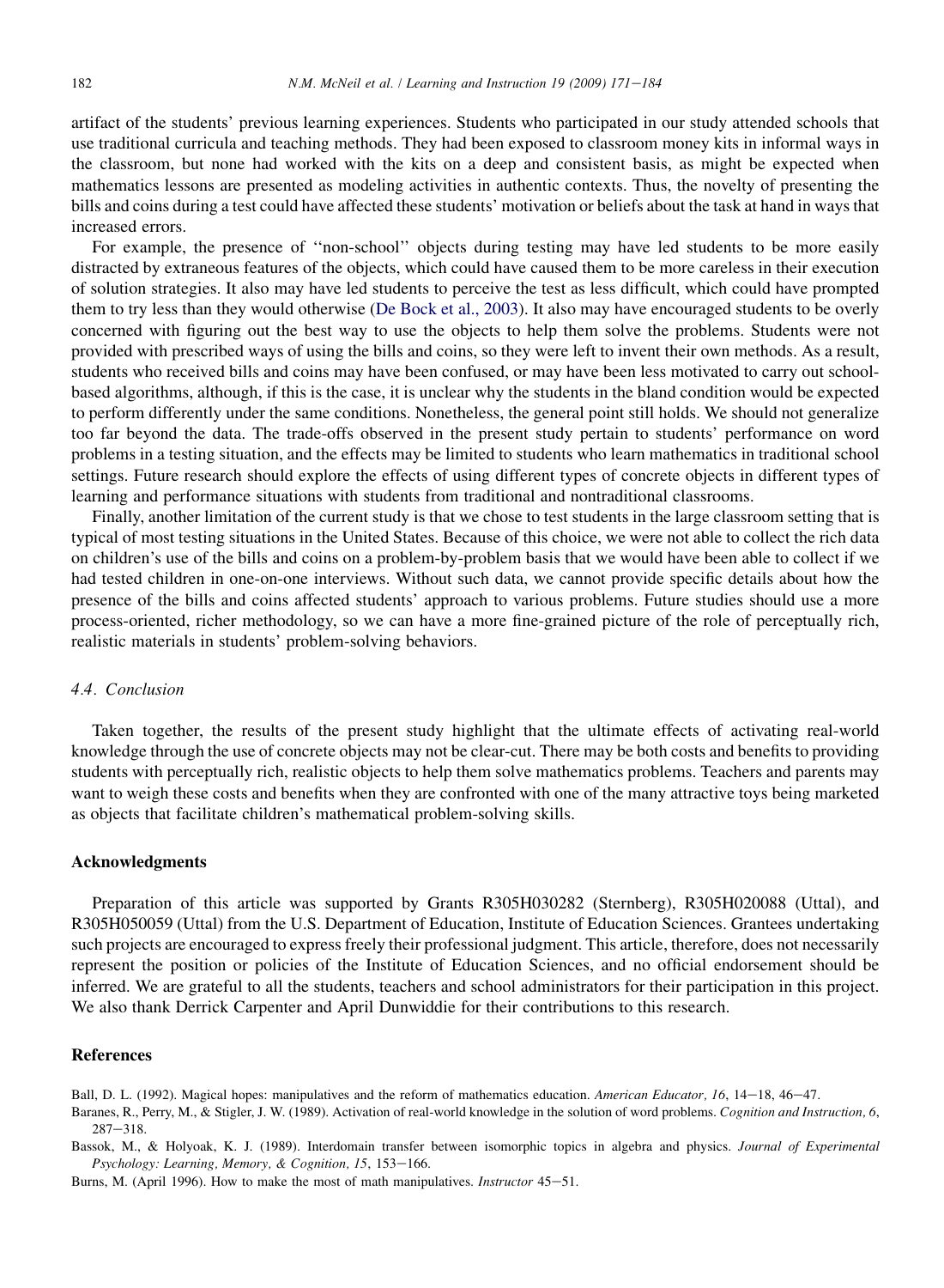artifact of the students' previous learning experiences. Students who participated in our study attended schools that use traditional curricula and teaching methods. They had been exposed to classroom money kits in informal ways in the classroom, but none had worked with the kits on a deep and consistent basis, as might be expected when mathematics lessons are presented as modeling activities in authentic contexts. Thus, the novelty of presenting the bills and coins during a test could have affected these students' motivation or beliefs about the task at hand in ways that increased errors.

For example, the presence of ''non-school'' objects during testing may have led students to be more easily distracted by extraneous features of the objects, which could have caused them to be more careless in their execution of solution strategies. It also may have led students to perceive the test as less difficult, which could have prompted them to try less than they would otherwise (De Bock et al., 2003). It also may have encouraged students to be overly concerned with figuring out the best way to use the objects to help them solve the problems. Students were not provided with prescribed ways of using the bills and coins, so they were left to invent their own methods. As a result, students who received bills and coins may have been confused, or may have been less motivated to carry out school-based algorithms, although, if this is the case, it is unclear why the students in the bland condition would be expected to perform differently under the same conditions. Nonetheless, the general point still holds. We should not generalize too far beyond the data. The trade-offs observed in the present study pertain to students' performance on word problems in a testing situation, and the effects may be limited to students who learn mathematics in traditional school settings. Future research should explore the effects of using different types of concrete objects in different types of learning and performance situations with students from traditional and nontraditional classrooms.

Finally, another limitation of the current study is that we chose to test students in the large classroom setting that is typical of most testing situations in the United States. Because of this choice, we were not able to collect the rich data on children's use of the bills and coins on a problem-by-problem basis that we would have been able to collect if we had tested children in one-on-one interviews. Without such data, we cannot provide specific details about how the presence of the bills and coins affected students' approach to various problems. Future studies should use a more process-oriented, richer methodology, so we can have a more fine-grained picture of the role of perceptually rich, realistic materials in students' problem-solving behaviors.

### *4.4. Conclusion*

Taken together, the results of the present study highlight that the ultimate effects of activating real-world knowledge through the use of concrete objects may not be clear-cut. There may be both costs and benefits to providing students with perceptually rich, realistic objects to help them solve mathematics problems. Teachers and parents may want to weigh these costs and benefits when they are confronted with one of the many attractive toys being marketed as objects that facilitate children's mathematical problem-solving skills.

## Acknowledgments

Preparation of this article was supported by Grants R305H030282 (Sternberg), R305H020088 (Uttal), and R305H050059 (Uttal) from the U.S. Department of Education, Institute of Education Sciences. Grantees undertaking such projects are encouraged to express freely their professional judgment. This article, therefore, does not necessarily represent the position or policies of the Institute of Education Sciences, and no official endorsement should be inferred. We are grateful to all the students, teachers and school administrators for their participation in this project. We also thank Derrick Carpenter and April Dunwiddie for their contributions to this research.

## References

Ball, D. L. (1992). Magical hopes: manipulatives and the reform of mathematics education. *American Educator, 16*, 14–18, 46–47.

Baranes, R., Perry, M., & Stigler, J. W. (1989). Activation of real-world knowledge in the solution of word problems. *Cognition and Instruction, 6*, 287–318.

Bassok, M., & Holyoak, K. J. (1989). Interdomain transfer between isomorphic topics in algebra and physics. *Journal of Experimental Psychology: Learning, Memory, & Cognition, 15*, 153–166.

Burns, M. (April 1996). How to make the most of math manipulatives. *Instructor* 45–51.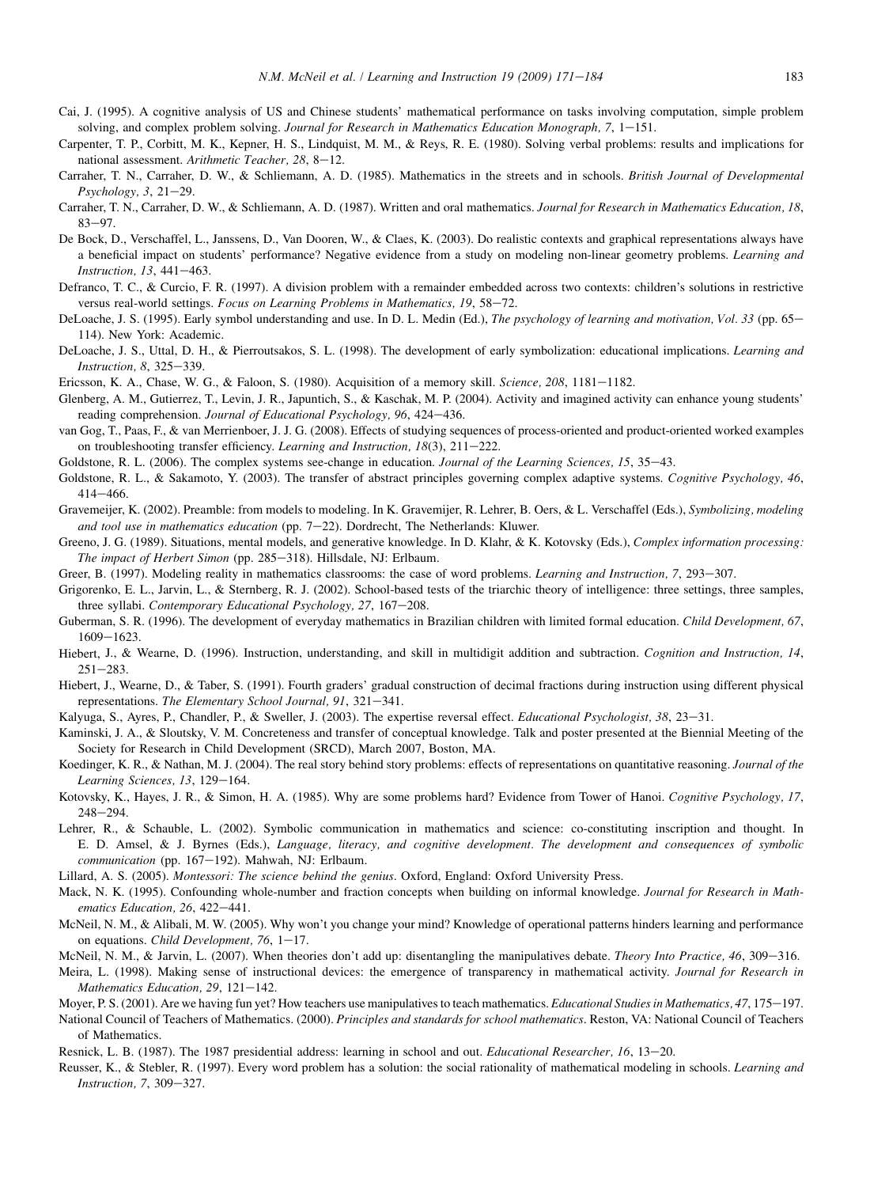Cai, J. (1995). A cognitive analysis of US and Chinese students' mathematical performance on tasks involving computation, simple problem solving, and complex problem solving. *Journal for Research in Mathematics Education Monograph, 7*, 1–151.

Carpenter, T. P., Corbitt, M. K., Kepner, H. S., Lindquist, M. M., & Reys, R. E. (1980). Solving verbal problems: results and implications for national assessment. *Arithmetic Teacher, 28*, 8–12.

Carraher, T. N., Carraher, D. W., & Schliemann, A. D. (1985). Mathematics in the streets and in schools. *British Journal of Developmental Psychology, 3*, 21–29.

Carraher, T. N., Carraher, D. W., & Schliemann, A. D. (1987). Written and oral mathematics. *Journal for Research in Mathematics Education, 18*, 83–97.

De Bock, D., Verschaffel, L., Janssens, D., Van Dooren, W., & Claes, K. (2003). Do realistic contexts and graphical representations always have a beneficial impact on students' performance? Negative evidence from a study on modeling non-linear geometry problems. *Learning and Instruction, 13*, 441–463.

Defranco, T. C., & Curcio, F. R. (1997). A division problem with a remainder embedded across two contexts: children's solutions in restrictive versus real-world settings. *Focus on Learning Problems in Mathematics, 19*, 58–72.

DeLoache, J. S. (1995). Early symbol understanding and use. In D. L. Medin (Ed.), *The psychology of learning and motivation, Vol. 33* (pp. 65–114). New York: Academic.

DeLoache, J. S., Uttal, D. H., & Pierroutsakos, S. L. (1998). The development of early symbolization: educational implications. *Learning and Instruction, 8*, 325–339.

Ericsson, K. A., Chase, W. G., & Faloon, S. (1980). Acquisition of a memory skill. *Science, 208*, 1181–1182.

Glenberg, A. M., Gutierrez, T., Levin, J. R., Japuntich, S., & Kaschak, M. P. (2004). Activity and imagined activity can enhance young students' reading comprehension. *Journal of Educational Psychology, 96*, 424–436.

van Gog, T., Paas, F., & van Merrienboer, J. J. G. (2008). Effects of studying sequences of process-oriented and product-oriented worked examples on troubleshooting transfer efficiency. *Learning and Instruction, 18*(3), 211–222.

Goldstone, R. L. (2006). The complex systems see-change in education. *Journal of the Learning Sciences, 15*, 35–43.

Goldstone, R. L., & Sakamoto, Y. (2003). The transfer of abstract principles governing complex adaptive systems. *Cognitive Psychology, 46*, 414–466.

Gravemeijer, K. (2002). Preamble: from models to modeling. In K. Gravemijer, R. Lehrer, B. Oers, & L. Verschaffel (Eds.), *Symbolizing, modeling and tool use in mathematics education* (pp. 7–22). Dordrecht, The Netherlands: Kluwer.

Greeno, J. G. (1989). Situations, mental models, and generative knowledge. In D. Klahr, & K. Kotovsky (Eds.), *Complex information processing: The impact of Herbert Simon* (pp. 285–318). Hillsdale, NJ: Erlbaum.

Greer, B. (1997). Modeling reality in mathematics classrooms: the case of word problems. *Learning and Instruction, 7*, 293–307.

Grigorenko, E. L., Jarvin, L., & Sternberg, R. J. (2002). School-based tests of the triarchic theory of intelligence: three settings, three samples, three syllabi. *Contemporary Educational Psychology, 27*, 167–208.

Guberman, S. R. (1996). The development of everyday mathematics in Brazilian children with limited formal education. *Child Development, 67*, 1609–1623.

Hiebert, J., & Wearne, D. (1996). Instruction, understanding, and skill in multidigit addition and subtraction. *Cognition and Instruction, 14*, 251–283.

Hiebert, J., Wearne, D., & Taber, S. (1991). Fourth graders' gradual construction of decimal fractions during instruction using different physical representations. *The Elementary School Journal, 91*, 321–341.

Kalyuga, S., Ayres, P., Chandler, P., & Sweller, J. (2003). The expertise reversal effect. *Educational Psychologist, 38*, 23–31.

Kaminski, J. A., & Sloutsky, V. M. Concreteness and transfer of conceptual knowledge. Talk and poster presented at the Biennial Meeting of the Society for Research in Child Development (SRCD), March 2007, Boston, MA.

Koedinger, K. R., & Nathan, M. J. (2004). The real story behind story problems: effects of representations on quantitative reasoning. *Journal of the Learning Sciences, 13*, 129–164.

Kotovsky, K., Hayes, J. R., & Simon, H. A. (1985). Why are some problems hard? Evidence from Tower of Hanoi. *Cognitive Psychology, 17*, 248–294.

Lehrer, R., & Schauble, L. (2002). Symbolic communication in mathematics and science: co-constituting inscription and thought. In E. D. Amsel, & J. Byrnes (Eds.), *Language, literacy, and cognitive development. The development and consequences of symbolic communication* (pp. 167–192). Mahwah, NJ: Erlbaum.

Lillard, A. S. (2005). *Montessori: The science behind the genius*. Oxford, England: Oxford University Press.

Mack, N. K. (1995). Confounding whole-number and fraction concepts when building on informal knowledge. *Journal for Research in Mathematics Education, 26*, 422–441.

McNeil, N. M., & Alibali, M. W. (2005). Why won't you change your mind? Knowledge of operational patterns hinders learning and performance on equations. *Child Development, 76*, 1–17.

McNeil, N. M., & Jarvin, L. (2007). When theories don't add up: disentangling the manipulatives debate. *Theory Into Practice, 46*, 309–316.

Meira, L. (1998). Making sense of instructional devices: the emergence of transparency in mathematical activity. *Journal for Research in Mathematics Education, 29*, 121–142.

Moyer, P. S. (2001). Are we having fun yet? How teachers use manipulatives to teach mathematics. *Educational Studies in Mathematics, 47*, 175–197.

National Council of Teachers of Mathematics. (2000). *Principles and standards for school mathematics*. Reston, VA: National Council of Teachers of Mathematics.

Resnick, L. B. (1987). The 1987 presidential address: learning in school and out. *Educational Researcher, 16*, 13–20.

Reusser, K., & Stebler, R. (1997). Every word problem has a solution: the social rationality of mathematical modeling in schools. *Learning and Instruction, 7*, 309–327.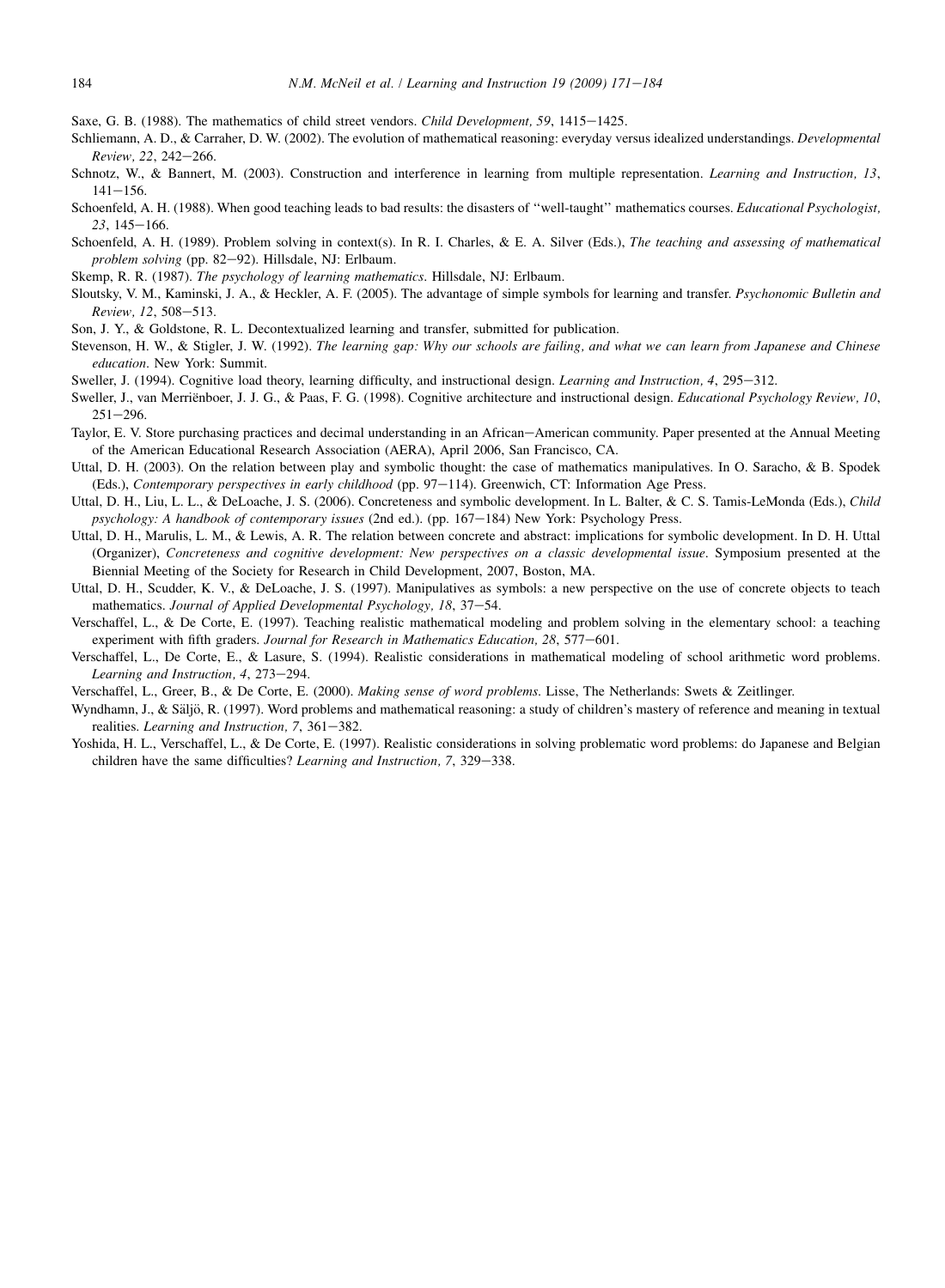Saxe, G. B. (1988). The mathematics of child street vendors. *Child Development, 59*, 1415–1425.

Schliemann, A. D., & Carraher, D. W. (2002). The evolution of mathematical reasoning: everyday versus idealized understandings. *Developmental Review, 22*, 242–266.

Schnotz, W., & Bannert, M. (2003). Construction and interference in learning from multiple representation. *Learning and Instruction, 13*, 141–156.

Schoenfeld, A. H. (1988). When good teaching leads to bad results: the disasters of "well-taught" mathematics courses. *Educational Psychologist, 23*, 145–166.

Schoenfeld, A. H. (1989). Problem solving in context(s). In R. I. Charles, & E. A. Silver (Eds.), *The teaching and assessing of mathematical problem solving* (pp. 82–92). Hillsdale, NJ: Erlbaum.

Skemp, R. R. (1987). *The psychology of learning mathematics*. Hillsdale, NJ: Erlbaum.

Sloutsky, V. M., Kaminski, J. A., & Heckler, A. F. (2005). The advantage of simple symbols for learning and transfer. *Psychonomic Bulletin and Review, 12*, 508–513.

Son, J. Y., & Goldstone, R. L. Decontextualized learning and transfer, submitted for publication.

Stevenson, H. W., & Stigler, J. W. (1992). *The learning gap: Why our schools are failing, and what we can learn from Japanese and Chinese education*. New York: Summit.

Sweller, J. (1994). Cognitive load theory, learning difficulty, and instructional design. *Learning and Instruction, 4*, 295–312.

Sweller, J., van Merriënboer, J. J. G., & Paas, F. G. (1998). Cognitive architecture and instructional design. *Educational Psychology Review, 10*, 251–296.

Taylor, E. V. Store purchasing practices and decimal understanding in an African–American community. Paper presented at the Annual Meeting of the American Educational Research Association (AERA), April 2006, San Francisco, CA.

Uttal, D. H. (2003). On the relation between play and symbolic thought: the case of mathematics manipulatives. In O. Saracho, & B. Spodek (Eds.), *Contemporary perspectives in early childhood* (pp. 97–114). Greenwich, CT: Information Age Press.

Uttal, D. H., Liu, L. L., & DeLoache, J. S. (2006). Concreteness and symbolic development. In L. Balter, & C. S. Tamis-LeMonda (Eds.), *Child psychology: A handbook of contemporary issues* (2nd ed.). (pp. 167–184) New York: Psychology Press.

Uttal, D. H., Marulis, L. M., & Lewis, A. R. The relation between concrete and abstract: implications for symbolic development. In D. H. Uttal (Organizer), *Concreteness and cognitive development: New perspectives on a classic developmental issue*. Symposium presented at the Biennial Meeting of the Society for Research in Child Development, 2007, Boston, MA.

Uttal, D. H., Scudder, K. V., & DeLoache, J. S. (1997). Manipulatives as symbols: a new perspective on the use of concrete objects to teach mathematics. *Journal of Applied Developmental Psychology, 18*, 37–54.

Verschaffel, L., & De Corte, E. (1997). Teaching realistic mathematical modeling and problem solving in the elementary school: a teaching experiment with fifth graders. *Journal for Research in Mathematics Education, 28*, 577–601.

Verschaffel, L., De Corte, E., & Lasure, S. (1994). Realistic considerations in mathematical modeling of school arithmetic word problems. *Learning and Instruction, 4*, 273–294.

Verschaffel, L., Greer, B., & De Corte, E. (2000). *Making sense of word problems*. Lisse, The Netherlands: Swets & Zeitlinger.

Wyndhamn, J., & Säljö, R. (1997). Word problems and mathematical reasoning: a study of children's mastery of reference and meaning in textual realities. *Learning and Instruction, 7*, 361–382.

Yoshida, H. L., Verschaffel, L., & De Corte, E. (1997). Realistic considerations in solving problematic word problems: do Japanese and Belgian children have the same difficulties? *Learning and Instruction, 7*, 329–338.